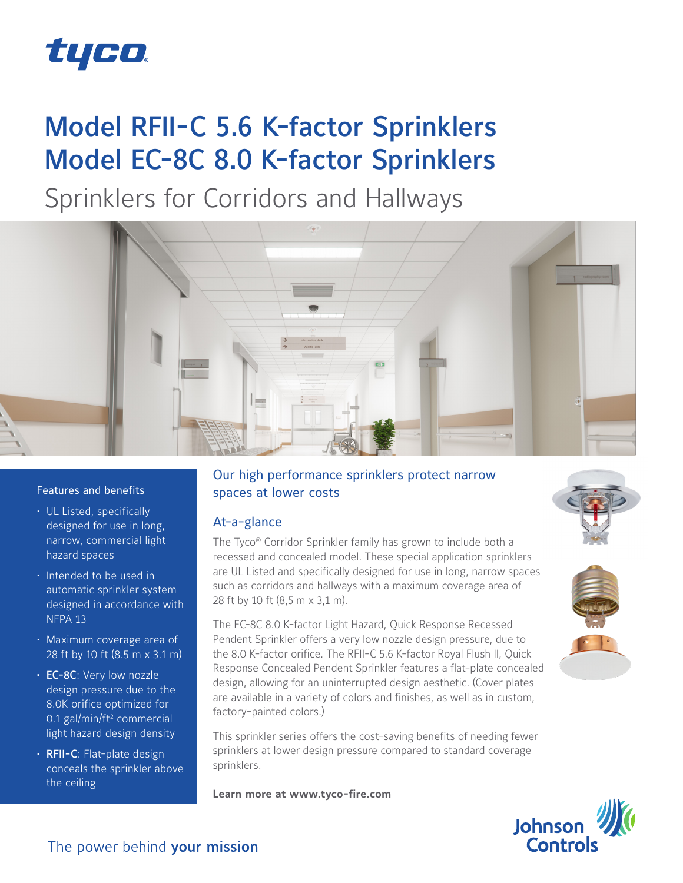tyco

# Model RFII-C 5.6 K-factor Sprinklers
# Model EC-8C 8.0 K-factor Sprinklers

## Sprinklers for Corridors and Hallways

### Features and benefits

- UL Listed, specifically designed for use in long, narrow, commercial light hazard spaces
- Intended to be used in automatic sprinkler system designed in accordance with NFPA 13
- Maximum coverage area of 28 ft by 10 ft (8.5 m x 3.1 m)
- **EC-8C**: Very low nozzle design pressure due to the 8.0K orifice optimized for 0.1 gal/min/ft² commercial light hazard design density
- **RFII-C**: Flat-plate design conceals the sprinkler above the ceiling

## Our high performance sprinklers protect narrow spaces at lower costs

### At-a-glance

The Tyco® Corridor Sprinkler family has grown to include both a recessed and concealed model. These special application sprinklers are UL Listed and specifically designed for use in long, narrow spaces such as corridors and hallways with a maximum coverage area of 28 ft by 10 ft (8,5 m x 3,1 m).

The EC-8C 8.0 K-factor Light Hazard, Quick Response Recessed Pendent Sprinkler offers a very low nozzle design pressure, due to the 8.0 K-factor orifice. The RFII-C 5.6 K-factor Royal Flush II, Quick Response Concealed Pendent Sprinkler features a flat-plate concealed design, allowing for an uninterrupted design aesthetic. (Cover plates are available in a variety of colors and finishes, as well as in custom, factory-painted colors.)

This sprinkler series offers the cost-saving benefits of needing fewer sprinklers at lower design pressure compared to standard coverage sprinklers.

**Learn more at www.tyco-fire.com**

The power behind **your mission**

Johnson Controls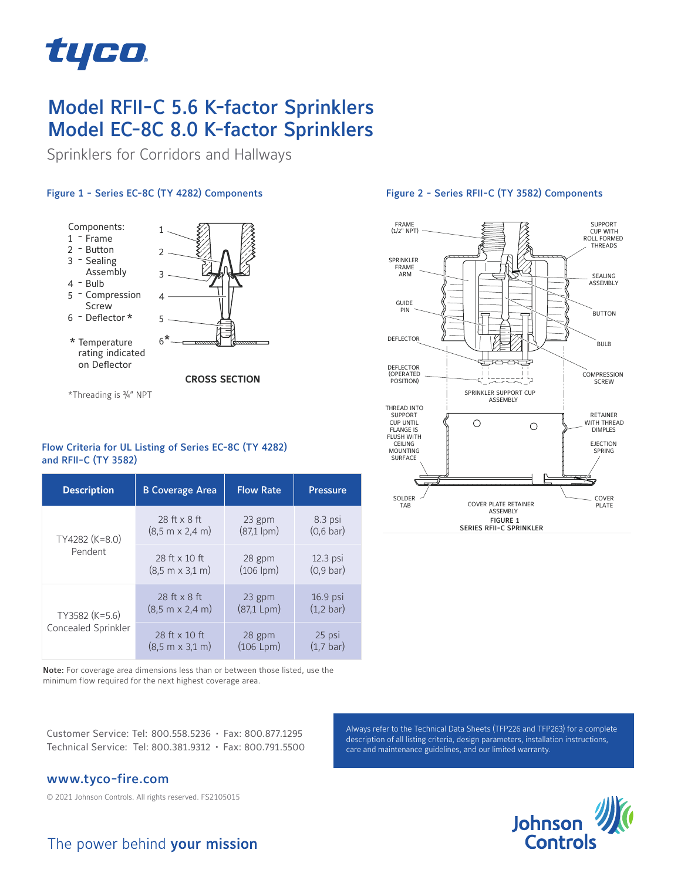# Model RFII-C 5.6 K-factor Sprinklers
# Model EC-8C 8.0 K-factor Sprinklers

Sprinklers for Corridors and Hallways

### Figure 1 - Series EC-8C (TY 4282) Components

Components:
1 - Frame
2 - Button
3 - Sealing Assembly
4 - Bulb
5 - Compression Screw
6 - Deflector *

* Temperature rating indicated on Deflector

1
2
3
4
5
6*

CROSS SECTION

*Threading is ¾" NPT

### Figure 2 - Series RFII-C (TY 3582) Components

FRAME (1/2" NPT)
SPRINKLER FRAME ARM
GUIDE PIN
DEFLECTOR
DEFLECTOR (OPERATED POSITION)
THREAD INTO SUPPORT CUP UNTIL FLANGE IS FLUSH WITH CEILING MOUNTING SURFACE
SOLDER TAB
SUPPORT CUP WITH ROLL FORMED THREADS
SEALING ASSEMBLY
BUTTON
BULB
COMPRESSION SCREW
SPRINKLER SUPPORT CUP ASSEMBLY
RETAINER WITH THREAD DIMPLES
EJECTION SPRING
COVER PLATE
COVER PLATE RETAINER ASSEMBLY

FIGURE 1
SERIES RFII-C SPRINKLER

### Flow Criteria for UL Listing of Series EC-8C (TY 4282) and RFII-C (TY 3582)

| Description | B Coverage Area | Flow Rate | Pressure |
|---|---|---|---|
| TY4282 (K=8.0) Pendent | 28 ft x 8 ft (8,5 m x 2,4 m) | 23 gpm (87,1 lpm) | 8.3 psi (0,6 bar) |
| | 28 ft x 10 ft (8,5 m x 3,1 m) | 28 gpm (106 lpm) | 12.3 psi (0,9 bar) |
| TY3582 (K=5.6) Concealed Sprinkler | 28 ft x 8 ft (8,5 m x 2,4 m) | 23 gpm (87,1 Lpm) | 16.9 psi (1,2 bar) |
| | 28 ft x 10 ft (8,5 m x 3,1 m) | 28 gpm (106 Lpm) | 25 psi (1,7 bar) |

**Note:** For coverage area dimensions less than or between those listed, use the minimum flow required for the next highest coverage area.

Customer Service: Tel: 800.558.5236 · Fax: 800.877.1295
Technical Service: Tel: 800.381.9312 · Fax: 800.791.5500

Always refer to the Technical Data Sheets (TFP226 and TFP263) for a complete description of all listing criteria, design parameters, installation instructions, care and maintenance guidelines, and our limited warranty.

**www.tyco-fire.com**

© 2021 Johnson Controls. All rights reserved. FS2105015

The power behind **your mission**